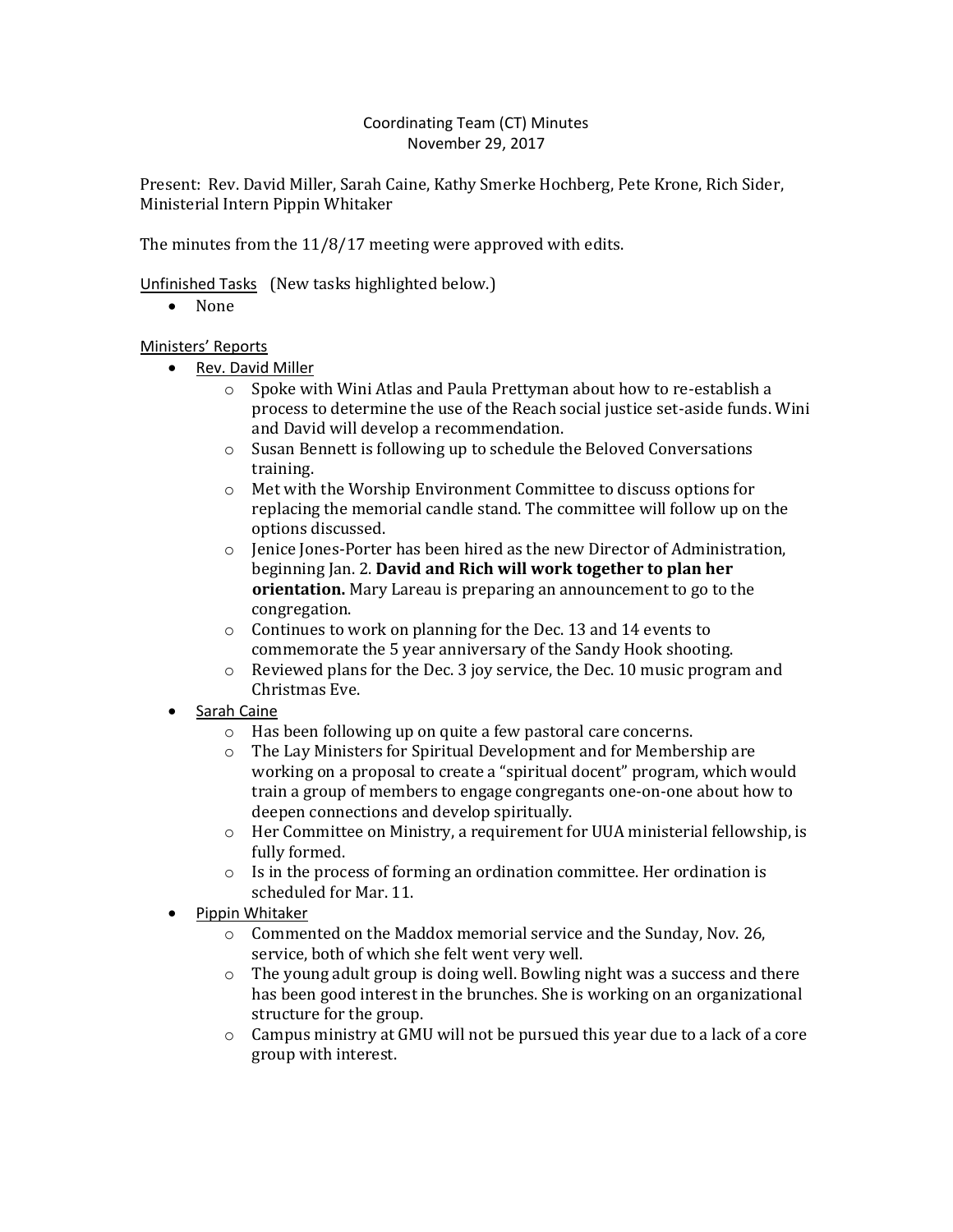Coordinating Team (CT) Minutes
November 29, 2017

Present: Rev. David Miller, Sarah Caine, Kathy Smerke Hochberg, Pete Krone, Rich Sider, Ministerial Intern Pippin Whitaker

The minutes from the 11/8/17 meeting were approved with edits.

Unfinished Tasks (New tasks highlighted below.)

- None

Ministers' Reports

- Rev. David Miller
  - Spoke with Wini Atlas and Paula Prettyman about how to re-establish a process to determine the use of the Reach social justice set-aside funds. Wini and David will develop a recommendation.
  - Susan Bennett is following up to schedule the Beloved Conversations training.
  - Met with the Worship Environment Committee to discuss options for replacing the memorial candle stand. The committee will follow up on the options discussed.
  - Jenice Jones-Porter has been hired as the new Director of Administration, beginning Jan. 2. **David and Rich will work together to plan her orientation.** Mary Lareau is preparing an announcement to go to the congregation.
  - Continues to work on planning for the Dec. 13 and 14 events to commemorate the 5 year anniversary of the Sandy Hook shooting.
  - Reviewed plans for the Dec. 3 joy service, the Dec. 10 music program and Christmas Eve.
- Sarah Caine
  - Has been following up on quite a few pastoral care concerns.
  - The Lay Ministers for Spiritual Development and for Membership are working on a proposal to create a "spiritual docent" program, which would train a group of members to engage congregants one-on-one about how to deepen connections and develop spiritually.
  - Her Committee on Ministry, a requirement for UUA ministerial fellowship, is fully formed.
  - Is in the process of forming an ordination committee. Her ordination is scheduled for Mar. 11.
- Pippin Whitaker
  - Commented on the Maddox memorial service and the Sunday, Nov. 26, service, both of which she felt went very well.
  - The young adult group is doing well. Bowling night was a success and there has been good interest in the brunches. She is working on an organizational structure for the group.
  - Campus ministry at GMU will not be pursued this year due to a lack of a core group with interest.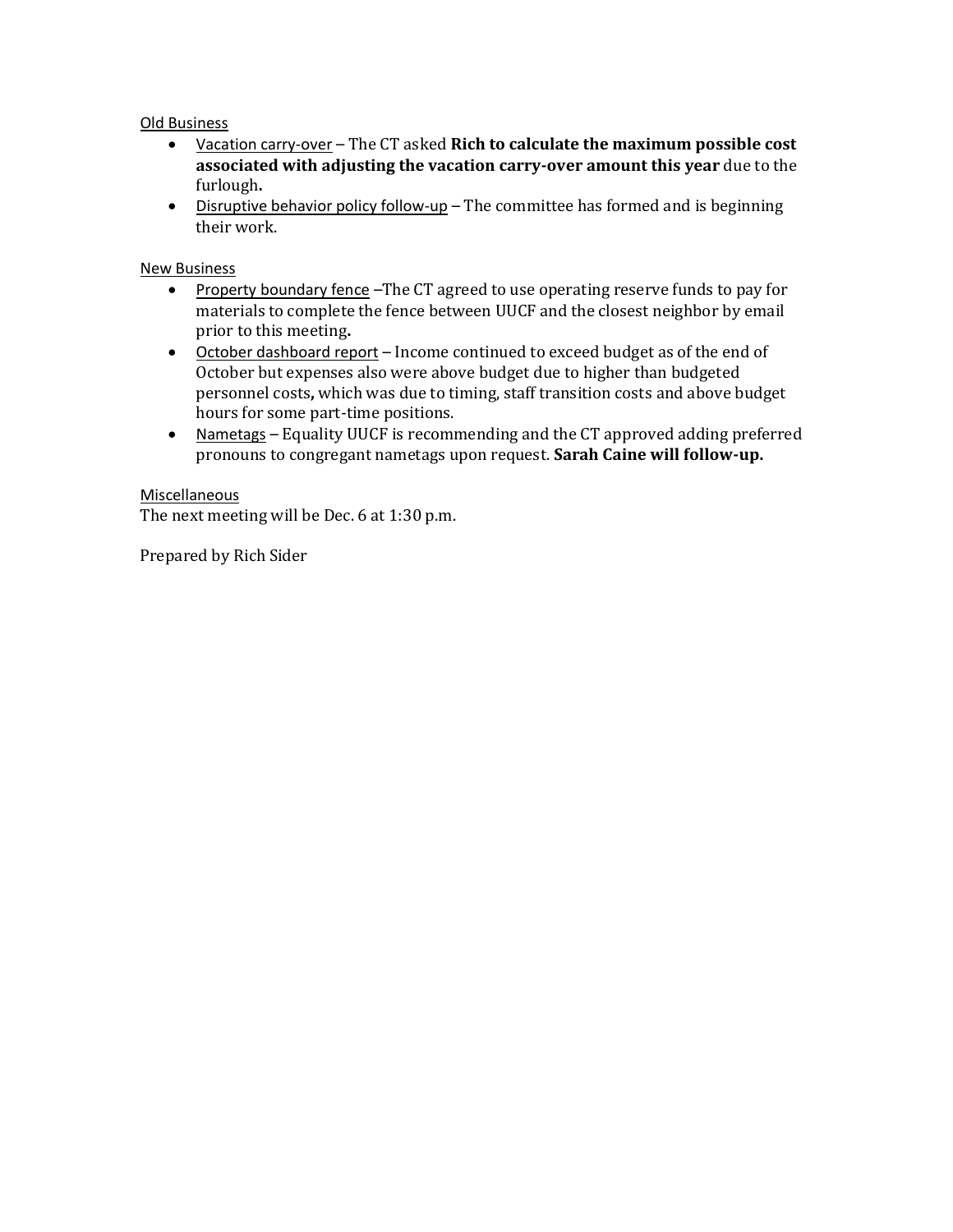Old Business

- Vacation carry-over – The CT asked **Rich to calculate the maximum possible cost associated with adjusting the vacation carry-over amount this year** due to the furlough**.**
- Disruptive behavior policy follow-up – The committee has formed and is beginning their work.

New Business

- Property boundary fence –The CT agreed to use operating reserve funds to pay for materials to complete the fence between UUCF and the closest neighbor by email prior to this meeting**.**
- October dashboard report – Income continued to exceed budget as of the end of October but expenses also were above budget due to higher than budgeted personnel costs**,** which was due to timing, staff transition costs and above budget hours for some part-time positions.
- Nametags – Equality UUCF is recommending and the CT approved adding preferred pronouns to congregant nametags upon request. **Sarah Caine will follow-up.**

Miscellaneous

The next meeting will be Dec. 6 at 1:30 p.m.

Prepared by Rich Sider